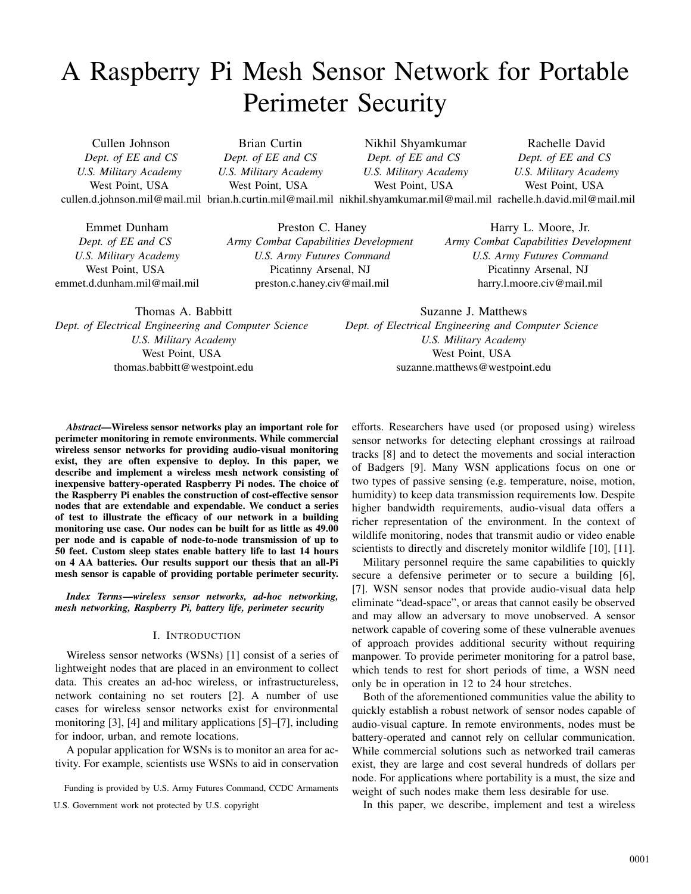# A Raspberry Pi Mesh Sensor Network for Portable Perimeter Security

Cullen Johnson
*Dept. of EE and CS*
*U.S. Military Academy*
West Point, USA
cullen.d.johnson.mil@mail.mil

Brian Curtin
*Dept. of EE and CS*
*U.S. Military Academy*
West Point, USA
brian.h.curtin.mil@mail.mil

Nikhil Shyamkumar
*Dept. of EE and CS*
*U.S. Military Academy*
West Point, USA
nikhil.shyamkumar.mil@mail.mil

Rachelle David
*Dept. of EE and CS*
*U.S. Military Academy*
West Point, USA
rachelle.h.david.mil@mail.mil

Emmet Dunham
*Dept. of EE and CS*
*U.S. Military Academy*
West Point, USA
emmet.d.dunham.mil@mail.mil

Preston C. Haney
*Army Combat Capabilities Development*
*U.S. Army Futures Command*
Picatinny Arsenal, NJ
preston.c.haney.civ@mail.mil

Harry L. Moore, Jr.
*Army Combat Capabilities Development*
*U.S. Army Futures Command*
Picatinny Arsenal, NJ
harry.l.moore.civ@mail.mil

Thomas A. Babbitt
*Dept. of Electrical Engineering and Computer Science*
*U.S. Military Academy*
West Point, USA
thomas.babbitt@westpoint.edu

Suzanne J. Matthews
*Dept. of Electrical Engineering and Computer Science*
*U.S. Military Academy*
West Point, USA
suzanne.matthews@westpoint.edu

***Abstract*—Wireless sensor networks play an important role for perimeter monitoring in remote environments. While commercial wireless sensor networks for providing audio-visual monitoring exist, they are often expensive to deploy. In this paper, we describe and implement a wireless mesh network consisting of inexpensive battery-operated Raspberry Pi nodes. The choice of the Raspberry Pi enables the construction of cost-effective sensor nodes that are extendable and expendable. We conduct a series of test to illustrate the efficacy of our network in a building monitoring use case. Our nodes can be built for as little as 49.00 per node and is capable of node-to-node transmission of up to 50 feet. Custom sleep states enable battery life to last 14 hours on 4 AA batteries. Our results support our thesis that an all-Pi mesh sensor is capable of providing portable perimeter security.**

***Index Terms*—wireless sensor networks, ad-hoc networking, mesh networking, Raspberry Pi, battery life, perimeter security**

## I. Introduction

Wireless sensor networks (WSNs) [1] consist of a series of lightweight nodes that are placed in an environment to collect data. This creates an ad-hoc wireless, or infrastructureless, network containing no set routers [2]. A number of use cases for wireless sensor networks exist for environmental monitoring [3], [4] and military applications [5]–[7], including for indoor, urban, and remote locations.

A popular application for WSNs is to monitor an area for activity. For example, scientists use WSNs to aid in conservation efforts. Researchers have used (or proposed using) wireless sensor networks for detecting elephant crossings at railroad tracks [8] and to detect the movements and social interaction of Badgers [9]. Many WSN applications focus on one or two types of passive sensing (e.g. temperature, noise, motion, humidity) to keep data transmission requirements low. Despite higher bandwidth requirements, audio-visual data offers a richer representation of the environment. In the context of wildlife monitoring, nodes that transmit audio or video enable scientists to directly and discretely monitor wildlife [10], [11].

Military personnel require the same capabilities to quickly secure a defensive perimeter or to secure a building [6], [7]. WSN sensor nodes that provide audio-visual data help eliminate "dead-space", or areas that cannot easily be observed and may allow an adversary to move unobserved. A sensor network capable of covering some of these vulnerable avenues of approach provides additional security without requiring manpower. To provide perimeter monitoring for a patrol base, which tends to rest for short periods of time, a WSN need only be in operation in 12 to 24 hour stretches.

Both of the aforementioned communities value the ability to quickly establish a robust network of sensor nodes capable of audio-visual capture. In remote environments, nodes must be battery-operated and cannot rely on cellular communication. While commercial solutions such as networked trail cameras exist, they are large and cost several hundreds of dollars per node. For applications where portability is a must, the size and weight of such nodes make them less desirable for use.

In this paper, we describe, implement and test a wireless

Funding is provided by U.S. Army Futures Command, CCDC Armaments

U.S. Government work not protected by U.S. copyright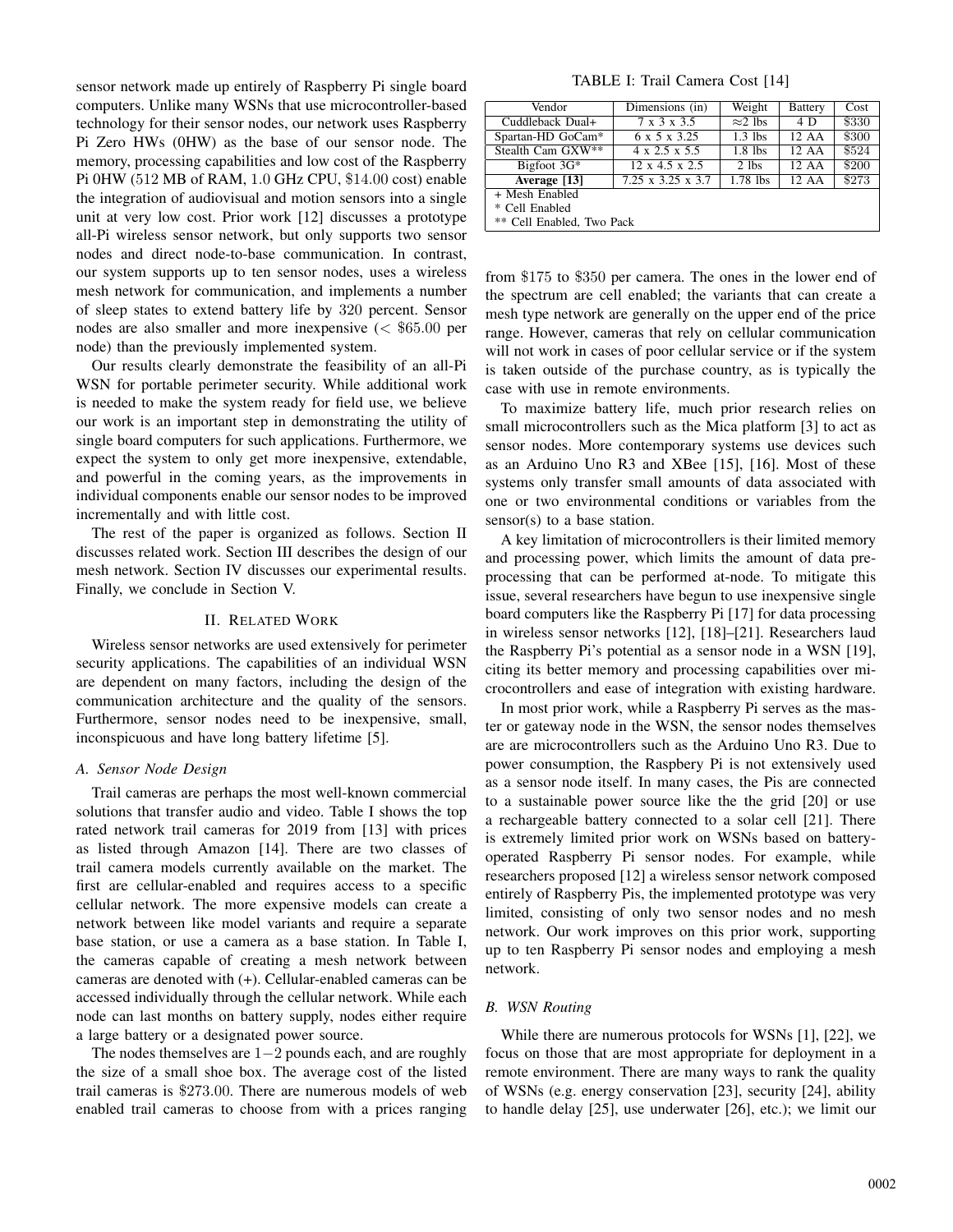sensor network made up entirely of Raspberry Pi single board computers. Unlike many WSNs that use microcontroller-based technology for their sensor nodes, our network uses Raspberry Pi Zero HWs (0HW) as the base of our sensor node. The memory, processing capabilities and low cost of the Raspberry Pi 0HW (512 MB of RAM, $1.0$ GHz CPU, $\$14.00$ cost) enable the integration of audiovisual and motion sensors into a single unit at very low cost. Prior work [12] discusses a prototype all-Pi wireless sensor network, but only supports two sensor nodes and direct node-to-base communication. In contrast, our system supports up to ten sensor nodes, uses a wireless mesh network for communication, and implements a number of sleep states to extend battery life by 320 percent. Sensor nodes are also smaller and more inexpensive ($< \$65.00$ per node) than the previously implemented system.

Our results clearly demonstrate the feasibility of an all-Pi WSN for portable perimeter security. While additional work is needed to make the system ready for field use, we believe our work is an important step in demonstrating the utility of single board computers for such applications. Furthermore, we expect the system to only get more inexpensive, extendable, and powerful in the coming years, as the improvements in individual components enable our sensor nodes to be improved incrementally and with little cost.

The rest of the paper is organized as follows. Section II discusses related work. Section III describes the design of our mesh network. Section IV discusses our experimental results. Finally, we conclude in Section V.

## II. Related Work

Wireless sensor networks are used extensively for perimeter security applications. The capabilities of an individual WSN are dependent on many factors, including the design of the communication architecture and the quality of the sensors. Furthermore, sensor nodes need to be inexpensive, small, inconspicuous and have long battery lifetime [5].

### A. Sensor Node Design

Trail cameras are perhaps the most well-known commercial solutions that transfer audio and video. Table I shows the top rated network trail cameras for 2019 from [13] with prices as listed through Amazon [14]. There are two classes of trail camera models currently available on the market. The first are cellular-enabled and requires access to a specific cellular network. The more expensive models can create a network between like model variants and require a separate base station, or use a camera as a base station. In Table I, the cameras capable of creating a mesh network between cameras are denoted with (+). Cellular-enabled cameras can be accessed individually through the cellular network. While each node can last months on battery supply, nodes either require a large battery or a designated power source.

The nodes themselves are $1-2$ pounds each, and are roughly the size of a small shoe box. The average cost of the listed trail cameras is $\$273.00$. There are numerous models of web enabled trail cameras to choose from with a prices ranging from $\$175$ to $\$350$ per camera. The ones in the lower end of the spectrum are cell enabled; the variants that can create a mesh type network are generally on the upper end of the price range. However, cameras that rely on cellular communication will not work in cases of poor cellular service or if the system is taken outside of the purchase country, as is typically the case with use in remote environments.

TABLE I: Trail Camera Cost [14]

| Vendor | Dimensions (in) | Weight | Battery | Cost |
|---|---|---|---|---|
| Cuddleback Dual+ | 7 x 3 x 3.5 | $\approx$2 lbs | 4 D | $330 |
| Spartan-HD GoCam* | 6 x 5 x 3.25 | 1.3 lbs | 12 AA | $300 |
| Stealth Cam GXW** | 4 x 2.5 x 5.5 | 1.8 lbs | 12 AA | $524 |
| Bigfoot 3G* | 12 x 4.5 x 2.5 | 2 lbs | 12 AA | $200 |
| **Average [13]** | 7.25 x 3.25 x 3.7 | 1.78 lbs | 12 AA | $273 |

+ Mesh Enabled
* Cell Enabled
** Cell Enabled, Two Pack

To maximize battery life, much prior research relies on small microcontrollers such as the Mica platform [3] to act as sensor nodes. More contemporary systems use devices such as an Arduino Uno R3 and XBee [15], [16]. Most of these systems only transfer small amounts of data associated with one or two environmental conditions or variables from the sensor(s) to a base station.

A key limitation of microcontrollers is their limited memory and processing power, which limits the amount of data pre-processing that can be performed at-node. To mitigate this issue, several researchers have begun to use inexpensive single board computers like the Raspberry Pi [17] for data processing in wireless sensor networks [12], [18]–[21]. Researchers laud the Raspberry Pi's potential as a sensor node in a WSN [19], citing its better memory and processing capabilities over microcontrollers and ease of integration with existing hardware.

In most prior work, while a Raspberry Pi serves as the master or gateway node in the WSN, the sensor nodes themselves are are microcontrollers such as the Arduino Uno R3. Due to power consumption, the Raspberry Pi is not extensively used as a sensor node itself. In many cases, the Pis are connected to a sustainable power source like the the grid [20] or use a rechargeable battery connected to a solar cell [21]. There is extremely limited prior work on WSNs based on battery-operated Raspberry Pi sensor nodes. For example, while researchers proposed [12] a wireless sensor network composed entirely of Raspberry Pis, the implemented prototype was very limited, consisting of only two sensor nodes and no mesh network. Our work improves on this prior work, supporting up to ten Raspberry Pi sensor nodes and employing a mesh network.

### B. WSN Routing

While there are numerous protocols for WSNs [1], [22], we focus on those that are most appropriate for deployment in a remote environment. There are many ways to rank the quality of WSNs (e.g. energy conservation [23], security [24], ability to handle delay [25], use underwater [26], etc.); we limit our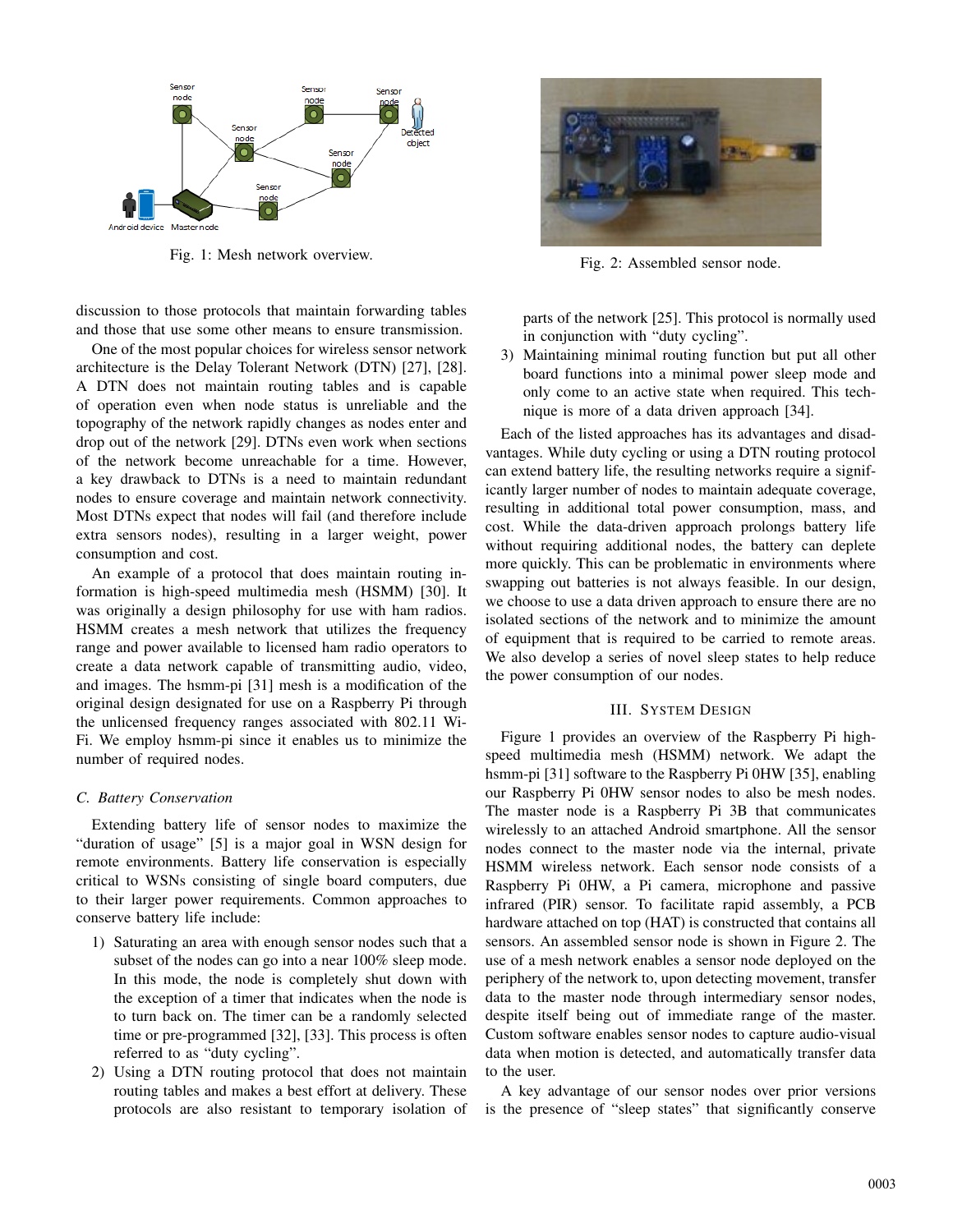Sensor node

Sensor node

Sensor node

Sensor node

Detected object

Sensor node

Sensor node

Android device

Master node

Fig. 1: Mesh network overview.

Fig. 2: Assembled sensor node.

discussion to those protocols that maintain forwarding tables and those that use some other means to ensure transmission.

One of the most popular choices for wireless sensor network architecture is the Delay Tolerant Network (DTN) [27], [28]. A DTN does not maintain routing tables and is capable of operation even when node status is unreliable and the topography of the network rapidly changes as nodes enter and drop out of the network [29]. DTNs even work when sections of the network become unreachable for a time. However, a key drawback to DTNs is a need to maintain redundant nodes to ensure coverage and maintain network connectivity. Most DTNs expect that nodes will fail (and therefore include extra sensors nodes), resulting in a larger weight, power consumption and cost.

An example of a protocol that does maintain routing information is high-speed multimedia mesh (HSMM) [30]. It was originally a design philosophy for use with ham radios. HSMM creates a mesh network that utilizes the frequency range and power available to licensed ham radio operators to create a data network capable of transmitting audio, video, and images. The hsmm-pi [31] mesh is a modification of the original design designated for use on a Raspberry Pi through the unlicensed frequency ranges associated with 802.11 Wi-Fi. We employ hsmm-pi since it enables us to minimize the number of required nodes.

### C. Battery Conservation

Extending battery life of sensor nodes to maximize the "duration of usage" [5] is a major goal in WSN design for remote environments. Battery life conservation is especially critical to WSNs consisting of single board computers, due to their larger power requirements. Common approaches to conserve battery life include:

1) Saturating an area with enough sensor nodes such that a subset of the nodes can go into a near 100% sleep mode. In this mode, the node is completely shut down with the exception of a timer that indicates when the node is to turn back on. The timer can be a randomly selected time or pre-programmed [32], [33]. This process is often referred to as "duty cycling".
2) Using a DTN routing protocol that does not maintain routing tables and makes a best effort at delivery. These protocols are also resistant to temporary isolation of parts of the network [25]. This protocol is normally used in conjunction with "duty cycling".
3) Maintaining minimal routing function but put all other board functions into a minimal power sleep mode and only come to an active state when required. This technique is more of a data driven approach [34].

Each of the listed approaches has its advantages and disadvantages. While duty cycling or using a DTN routing protocol can extend battery life, the resulting networks require a significantly larger number of nodes to maintain adequate coverage, resulting in additional total power consumption, mass, and cost. While the data-driven approach prolongs battery life without requiring additional nodes, the battery can deplete more quickly. This can be problematic in environments where swapping out batteries is not always feasible. In our design, we choose to use a data driven approach to ensure there are no isolated sections of the network and to minimize the amount of equipment that is required to be carried to remote areas. We also develop a series of novel sleep states to help reduce the power consumption of our nodes.

## III. System Design

Figure 1 provides an overview of the Raspberry Pi high-speed multimedia mesh (HSMM) network. We adapt the hsmm-pi [31] software to the Raspberry Pi 0HW [35], enabling our Raspberry Pi 0HW sensor nodes to also be mesh nodes. The master node is a Raspberry Pi 3B that communicates wirelessly to an attached Android smartphone. All the sensor nodes connect to the master node via the internal, private HSMM wireless network. Each sensor node consists of a Raspberry Pi 0HW, a Pi camera, microphone and passive infrared (PIR) sensor. To facilitate rapid assembly, a PCB hardware attached on top (HAT) is constructed that contains all sensors. An assembled sensor node is shown in Figure 2. The use of a mesh network enables a sensor node deployed on the periphery of the network to, upon detecting movement, transfer data to the master node through intermediary sensor nodes, despite itself being out of immediate range of the master. Custom software enables sensor nodes to capture audio-visual data when motion is detected, and automatically transfer data to the user.

A key advantage of our sensor nodes over prior versions is the presence of "sleep states" that significantly conserve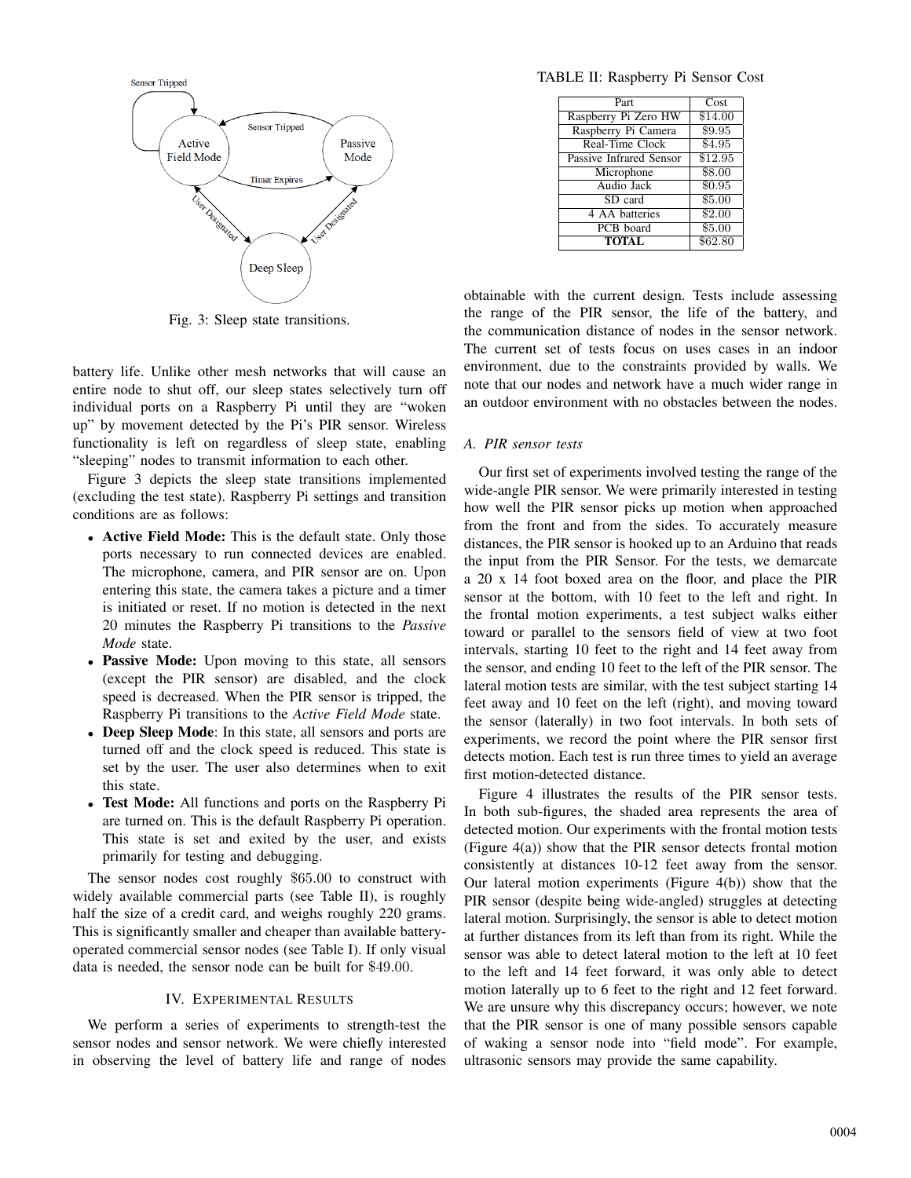Sensor Tripped

Active Field Mode

Sensor Tripped

Passive Mode

Timer Expires

User Designated

User Designated

Deep Sleep

Fig. 3: Sleep state transitions.

battery life. Unlike other mesh networks that will cause an entire node to shut off, our sleep states selectively turn off individual ports on a Raspberry Pi until they are "woken up" by movement detected by the Pi's PIR sensor. Wireless functionality is left on regardless of sleep state, enabling "sleeping" nodes to transmit information to each other.

Figure 3 depicts the sleep state transitions implemented (excluding the test state). Raspberry Pi settings and transition conditions are as follows:

- **Active Field Mode:** This is the default state. Only those ports necessary to run connected devices are enabled. The microphone, camera, and PIR sensor are on. Upon entering this state, the camera takes a picture and a timer is initiated or reset. If no motion is detected in the next 20 minutes the Raspberry Pi transitions to the *Passive Mode* state.
- **Passive Mode:** Upon moving to this state, all sensors (except the PIR sensor) are disabled, and the clock speed is decreased. When the PIR sensor is tripped, the Raspberry Pi transitions to the *Active Field Mode* state.
- **Deep Sleep Mode**: In this state, all sensors and ports are turned off and the clock speed is reduced. This state is set by the user. The user also determines when to exit this state.
- **Test Mode:** All functions and ports on the Raspberry Pi are turned on. This is the default Raspberry Pi operation. This state is set and exited by the user, and exists primarily for testing and debugging.

The sensor nodes cost roughly \$65.00 to construct with widely available commercial parts (see Table II), is roughly half the size of a credit card, and weighs roughly 220 grams. This is significantly smaller and cheaper than available battery-operated commercial sensor nodes (see Table I). If only visual data is needed, the sensor node can be built for \$49.00.

## IV. Experimental Results

We perform a series of experiments to strength-test the sensor nodes and sensor network. We were chiefly interested in observing the level of battery life and range of nodes obtainable with the current design. Tests include assessing the range of the PIR sensor, the life of the battery, and the communication distance of nodes in the sensor network. The current set of tests focus on uses cases in an indoor environment, due to the constraints provided by walls. We note that our nodes and network have a much wider range in an outdoor environment with no obstacles between the nodes.

TABLE II: Raspberry Pi Sensor Cost

| Part | Cost |
|---|---|
| Raspberry Pi Zero HW | \$14.00 |
| Raspberry Pi Camera | \$9.95 |
| Real-Time Clock | \$4.95 |
| Passive Infrared Sensor | \$12.95 |
| Microphone | \$8.00 |
| Audio Jack | \$0.95 |
| SD card | \$5.00 |
| 4 AA batteries | \$2.00 |
| PCB board | \$5.00 |
| **TOTAL** | \$62.80 |

### A. PIR sensor tests

Our first set of experiments involved testing the range of the wide-angle PIR sensor. We were primarily interested in testing how well the PIR sensor picks up motion when approached from the front and from the sides. To accurately measure distances, the PIR sensor is hooked up to an Arduino that reads the input from the PIR Sensor. For the tests, we demarcate a 20 x 14 foot boxed area on the floor, and place the PIR sensor at the bottom, with 10 feet to the left and right. In the frontal motion experiments, a test subject walks either toward or parallel to the sensors field of view at two foot intervals, starting 10 feet to the right and 14 feet away from the sensor, and ending 10 feet to the left of the PIR sensor. The lateral motion tests are similar, with the test subject starting 14 feet away and 10 feet on the left (right), and moving toward the sensor (laterally) in two foot intervals. In both sets of experiments, we record the point where the PIR sensor first detects motion. Each test is run three times to yield an average first motion-detected distance.

Figure 4 illustrates the results of the PIR sensor tests. In both sub-figures, the shaded area represents the area of detected motion. Our experiments with the frontal motion tests (Figure 4(a)) show that the PIR sensor detects frontal motion consistently at distances 10-12 feet away from the sensor. Our lateral motion experiments (Figure 4(b)) show that the PIR sensor (despite being wide-angled) struggles at detecting lateral motion. Surprisingly, the sensor is able to detect motion at further distances from its left than from its right. While the sensor was able to detect lateral motion to the left at 10 feet to the left and 14 feet forward, it was only able to detect motion laterally up to 6 feet to the right and 12 feet forward. We are unsure why this discrepancy occurs; however, we note that the PIR sensor is one of many possible sensors capable of waking a sensor node into "field mode". For example, ultrasonic sensors may provide the same capability.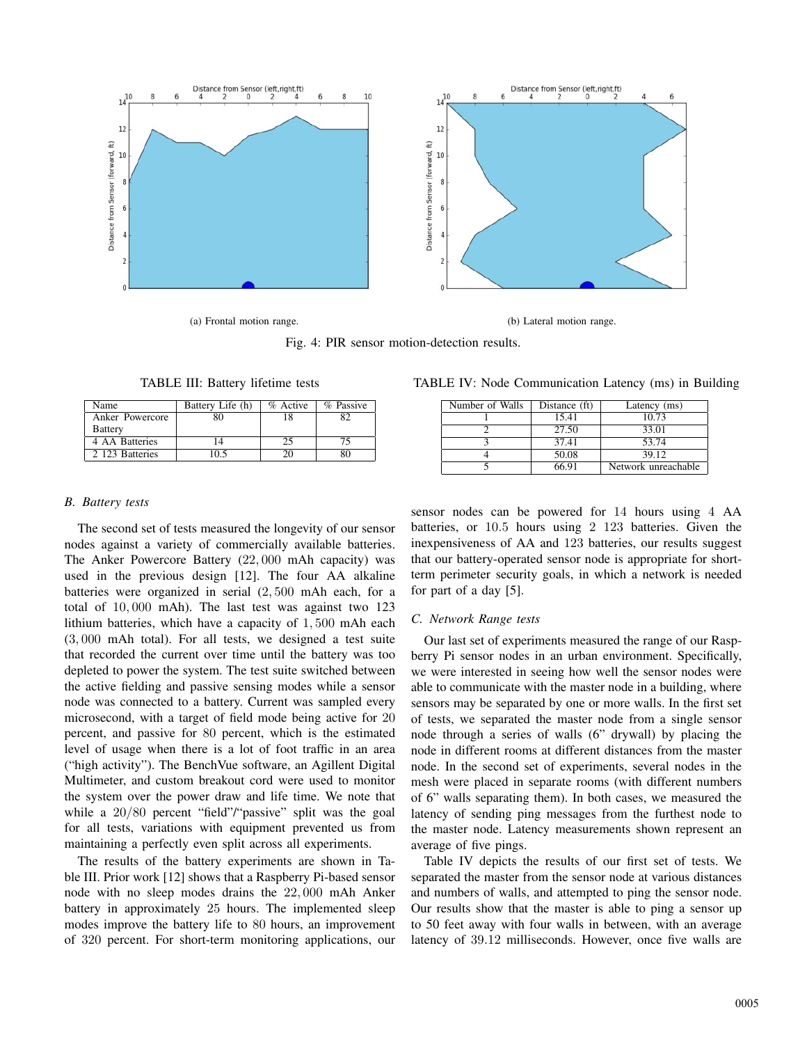Distance from Sensor (left,right,ft)

10 8 6 4 2 0 2 4 6 8 10

Distance from Sensor (forward, ft)

14 12 10 8 6 4 2 0

(a) Frontal motion range.

Distance from Sensor (left,right,ft)

10 8 6 4 2 0 2 4 6

Distance from Sensor (forward, ft)

14 12 10 8 6 4 2 0

(b) Lateral motion range.

Fig. 4: PIR sensor motion-detection results.

TABLE III: Battery lifetime tests

| Name | Battery Life (h) | % Active | % Passive |
|---|---|---|---|
| Anker Powercore Battery | 80 | 18 | 82 |
| 4 AA Batteries | 14 | 25 | 75 |
| 2 123 Batteries | 10.5 | 20 | 80 |

TABLE IV: Node Communication Latency (ms) in Building

| Number of Walls | Distance (ft) | Latency (ms) |
|---|---|---|
| 1 | 15.41 | 10.73 |
| 2 | 27.50 | 33.01 |
| 3 | 37.41 | 53.74 |
| 4 | 50.08 | 39.12 |
| 5 | 66.91 | Network unreachable |

### *B. Battery tests*

The second set of tests measured the longevity of our sensor nodes against a variety of commercially available batteries. The Anker Powercore Battery ($22,000$ mAh capacity) was used in the previous design [12]. The four AA alkaline batteries were organized in serial ($2,500$ mAh each, for a total of $10,000$ mAh). The last test was against two 123 lithium batteries, which have a capacity of $1,500$ mAh each ($3,000$ mAh total). For all tests, we designed a test suite that recorded the current over time until the battery was too depleted to power the system. The test suite switched between the active fielding and passive sensing modes while a sensor node was connected to a battery. Current was sampled every microsecond, with a target of field mode being active for $20$ percent, and passive for $80$ percent, which is the estimated level of usage when there is a lot of foot traffic in an area ("high activity"). The BenchVue software, an Agillent Digital Multimeter, and custom breakout cord were used to monitor the system over the power draw and life time. We note that while a $20/80$ percent "field"/"passive" split was the goal for all tests, variations with equipment prevented us from maintaining a perfectly even split across all experiments.

The results of the battery experiments are shown in Table III. Prior work [12] shows that a Raspberry Pi-based sensor node with no sleep modes drains the $22,000$ mAh Anker battery in approximately $25$ hours. The implemented sleep modes improve the battery life to $80$ hours, an improvement of $320$ percent. For short-term monitoring applications, our sensor nodes can be powered for $14$ hours using $4$ AA batteries, or $10.5$ hours using $2$ $123$ batteries. Given the inexpensiveness of AA and 123 batteries, our results suggest that our battery-operated sensor node is appropriate for short-term perimeter security goals, in which a network is needed for part of a day [5].

### *C. Network Range tests*

Our last set of experiments measured the range of our Raspberry Pi sensor nodes in an urban environment. Specifically, we were interested in seeing how well the sensor nodes were able to communicate with the master node in a building, where sensors may be separated by one or more walls. In the first set of tests, we separated the master node from a single sensor node through a series of walls (6" drywall) by placing the node in different rooms at different distances from the master node. In the second set of experiments, several nodes in the mesh were placed in separate rooms (with different numbers of 6" walls separating them). In both cases, we measured the latency of sending ping messages from the furthest node to the master node. Latency measurements shown represent an average of five pings.

Table IV depicts the results of our first set of tests. We separated the master from the sensor node at various distances and numbers of walls, and attempted to ping the sensor node. Our results show that the master is able to ping a sensor up to 50 feet away with four walls in between, with an average latency of $39.12$ milliseconds. However, once five walls are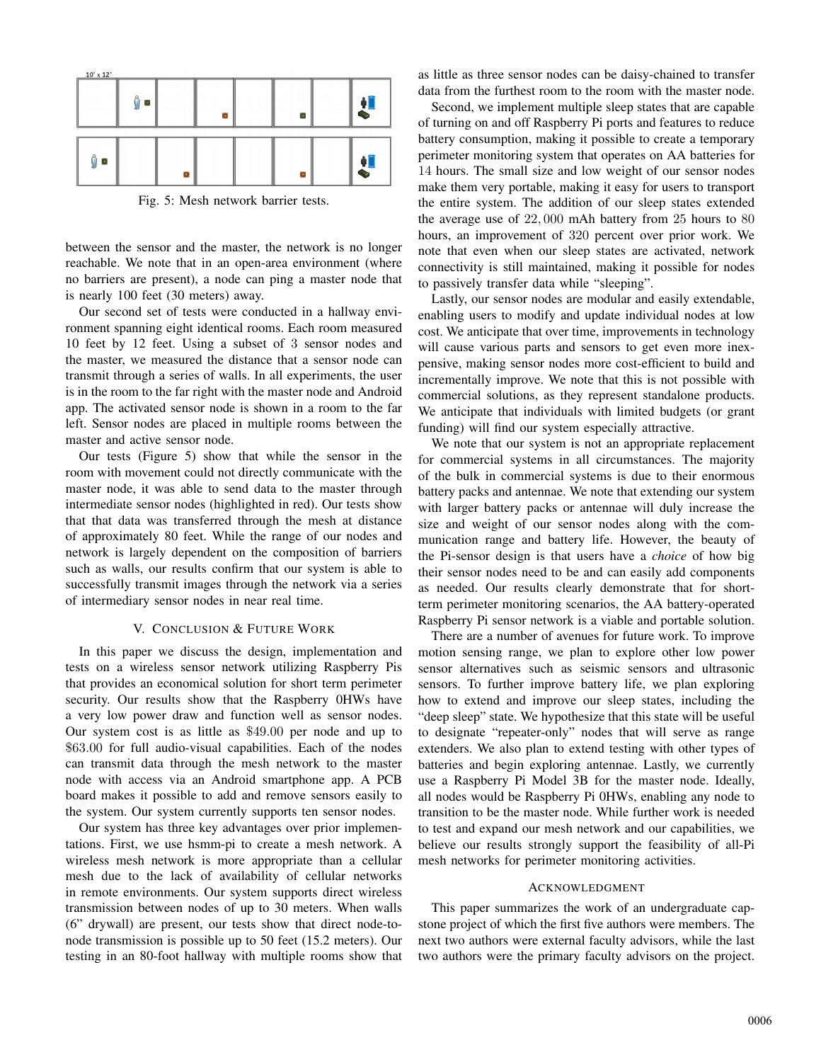10' x 12'

Fig. 5: Mesh network barrier tests.

between the sensor and the master, the network is no longer reachable. We note that in an open-area environment (where no barriers are present), a node can ping a master node that is nearly 100 feet (30 meters) away.

Our second set of tests were conducted in a hallway environment spanning eight identical rooms. Each room measured 10 feet by 12 feet. Using a subset of 3 sensor nodes and the master, we measured the distance that a sensor node can transmit through a series of walls. In all experiments, the user is in the room to the far right with the master node and Android app. The activated sensor node is shown in a room to the far left. Sensor nodes are placed in multiple rooms between the master and active sensor node.

Our tests (Figure 5) show that while the sensor in the room with movement could not directly communicate with the master node, it was able to send data to the master through intermediate sensor nodes (highlighted in red). Our tests show that that data was transferred through the mesh at distance of approximately 80 feet. While the range of our nodes and network is largely dependent on the composition of barriers such as walls, our results confirm that our system is able to successfully transmit images through the network via a series of intermediary sensor nodes in near real time.

## V. Conclusion & Future Work

In this paper we discuss the design, implementation and tests on a wireless sensor network utilizing Raspberry Pis that provides an economical solution for short term perimeter security. Our results show that the Raspberry 0HWs have a very low power draw and function well as sensor nodes. Our system cost is as little as $\$49.00$ per node and up to $\$63.00$ for full audio-visual capabilities. Each of the nodes can transmit data through the mesh network to the master node with access via an Android smartphone app. A PCB board makes it possible to add and remove sensors easily to the system. Our system currently supports ten sensor nodes.

Our system has three key advantages over prior implementations. First, we use hsmm-pi to create a mesh network. A wireless mesh network is more appropriate than a cellular mesh due to the lack of availability of cellular networks in remote environments. Our system supports direct wireless transmission between nodes of up to 30 meters. When walls (6" drywall) are present, our tests show that direct node-to-node transmission is possible up to 50 feet (15.2 meters). Our testing in an 80-foot hallway with multiple rooms show that as little as three sensor nodes can be daisy-chained to transfer data from the furthest room to the room with the master node.

Second, we implement multiple sleep states that are capable of turning on and off Raspberry Pi ports and features to reduce battery consumption, making it possible to create a temporary perimeter monitoring system that operates on AA batteries for $14$ hours. The small size and low weight of our sensor nodes make them very portable, making it easy for users to transport the entire system. The addition of our sleep states extended the average use of $22,000$ mAh battery from $25$ hours to $80$ hours, an improvement of $320$ percent over prior work. We note that even when our sleep states are activated, network connectivity is still maintained, making it possible for nodes to passively transfer data while "sleeping".

Lastly, our sensor nodes are modular and easily extendable, enabling users to modify and update individual nodes at low cost. We anticipate that over time, improvements in technology will cause various parts and sensors to get even more inexpensive, making sensor nodes more cost-efficient to build and incrementally improve. We note that this is not possible with commercial solutions, as they represent standalone products. We anticipate that individuals with limited budgets (or grant funding) will find our system especially attractive.

We note that our system is not an appropriate replacement for commercial systems in all circumstances. The majority of the bulk in commercial systems is due to their enormous battery packs and antennae. We note that extending our system with larger battery packs or antennae will duly increase the size and weight of our sensor nodes along with the communication range and battery life. However, the beauty of the Pi-sensor design is that users have a *choice* of how big their sensor nodes need to be and can easily add components as needed. Our results clearly demonstrate that for short-term perimeter monitoring scenarios, the AA battery-operated Raspberry Pi sensor network is a viable and portable solution.

There are a number of avenues for future work. To improve motion sensing range, we plan to explore other low power sensor alternatives such as seismic sensors and ultrasonic sensors. To further improve battery life, we plan exploring how to extend and improve our sleep states, including the "deep sleep" state. We hypothesize that this state will be useful to designate "repeater-only" nodes that will serve as range extenders. We also plan to extend testing with other types of batteries and begin exploring antennae. Lastly, we currently use a Raspberry Pi Model 3B for the master node. Ideally, all nodes would be Raspberry Pi 0HWs, enabling any node to transition to be the master node. While further work is needed to test and expand our mesh network and our capabilities, we believe our results strongly support the feasibility of all-Pi mesh networks for perimeter monitoring activities.

## Acknowledgment

This paper summarizes the work of an undergraduate capstone project of which the first five authors were members. The next two authors were external faculty advisors, while the last two authors were the primary faculty advisors on the project.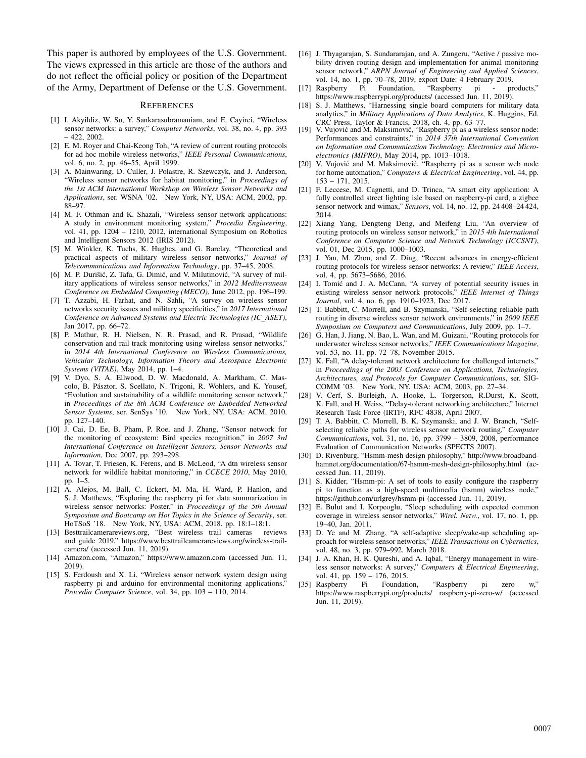This paper is authored by employees of the U.S. Government. The views expressed in this article are those of the authors and do not reflect the official policy or position of the Department of the Army, Department of Defense or the U.S. Government.

## References

[1] I. Akyildiz, W. Su, Y. Sankarasubramaniam, and E. Cayirci, "Wireless sensor networks: a survey," *Computer Networks*, vol. 38, no. 4, pp. 393 – 422, 2002.

[2] E. M. Royer and Chai-Keong Toh, "A review of current routing protocols for ad hoc mobile wireless networks," *IEEE Personal Communications*, vol. 6, no. 2, pp. 46–55, April 1999.

[3] A. Mainwaring, D. Culler, J. Polastre, R. Szewczyk, and J. Anderson, "Wireless sensor networks for habitat monitoring," in *Proceedings of the 1st ACM International Workshop on Wireless Sensor Networks and Applications*, ser. WSNA '02. New York, NY, USA: ACM, 2002, pp. 88–97.

[4] M. F. Othman and K. Shazali, "Wireless sensor network applications: A study in environment monitoring system," *Procedia Engineering*, vol. 41, pp. 1204 – 1210, 2012, international Symposium on Robotics and Intelligent Sensors 2012 (IRIS 2012).

[5] M. Winkler, K. Tuchs, K. Hughes, and G. Barclay, "Theoretical and practical aspects of military wireless sensor networks," *Journal of Telecommunications and Information Technology*, pp. 37–45, 2008.

[6] M. P. Đurišić, Z. Tafa, G. Dimić, and V. Milutinović, "A survey of military applications of wireless sensor networks," in *2012 Mediterranean Conference on Embedded Computing (MECO)*, June 2012, pp. 196–199.

[7] T. Azzabi, H. Farhat, and N. Sahli, "A survey on wireless sensor networks security issues and military specificities," in *2017 International Conference on Advanced Systems and Electric Technologies (IC_ASET)*, Jan 2017, pp. 66–72.

[8] P. Mathur, R. H. Nielsen, N. R. Prasad, and R. Prasad, "Wildlife conservation and rail track monitoring using wireless sensor networks," in *2014 4th International Conference on Wireless Communications, Vehicular Technology, Information Theory and Aerospace Electronic Systems (VITAE)*, May 2014, pp. 1–4.

[9] V. Dyo, S. A. Ellwood, D. W. Macdonald, A. Markham, C. Mascolo, B. Pásztor, S. Scellato, N. Trigoni, R. Wohlers, and K. Yousef, "Evolution and sustainability of a wildlife monitoring sensor network," in *Proceedings of the 8th ACM Conference on Embedded Networked Sensor Systems*, ser. SenSys '10. New York, NY, USA: ACM, 2010, pp. 127–140.

[10] J. Cai, D. Ee, B. Pham, P. Roe, and J. Zhang, "Sensor network for the monitoring of ecosystem: Bird species recognition," in *2007 3rd International Conference on Intelligent Sensors, Sensor Networks and Information*, Dec 2007, pp. 293–298.

[11] A. Tovar, T. Friesen, K. Ferens, and B. McLeod, "A dtn wireless sensor network for wildlife habitat monitoring," in *CCECE 2010*, May 2010, pp. 1–5.

[12] A. Alejos, M. Ball, C. Eckert, M. Ma, H. Ward, P. Hanlon, and S. J. Matthews, "Exploring the raspberry pi for data summarization in wireless sensor networks: Poster," in *Proceedings of the 5th Annual Symposium and Bootcamp on Hot Topics in the Science of Security*, ser. HoTSoS '18. New York, NY, USA: ACM, 2018, pp. 18:1–18:1.

[13] Besttrailcamerareviews.org, "Best wireless trail cameras reviews and guide 2019," https://www.besttrailcamerareviews.org/wireless-trail-camera/ (accessed Jun. 11, 2019).

[14] Amazon.com, "Amazon," https://www.amazon.com (accessed Jun. 11, 2019).

[15] S. Ferdoush and X. Li, "Wireless sensor network system design using raspberry pi and arduino for environmental monitoring applications," *Procedia Computer Science*, vol. 34, pp. 103 – 110, 2014.

[16] J. Thyagarajan, S. Sundararajan, and A. Zungeru, "Active / passive mobility driven routing design and implementation for animal monitoring sensor network," *ARPN Journal of Engineering and Applied Sciences*, vol. 14, no. 1, pp. 70–78, 2019, export Date: 4 February 2019.

[17] Raspberry Pi Foundation, "Raspberry pi - products," https://www.raspberrypi.org/products/ (accessed Jun. 11, 2019).

[18] S. J. Matthews, "Harnessing single board computers for military data analytics," in *Military Applications of Data Analytics*, K. Huggins, Ed. CRC Press, Taylor & Francis, 2018, ch. 4, pp. 63–77.

[19] V. Vujović and M. Maksimović, "Raspberry pi as a wireless sensor node: Performances and constraints," in *2014 37th International Convention on Information and Communication Technology, Electronics and Microelectronics (MIPRO)*, May 2014, pp. 1013–1018.

[20] V. Vujović and M. Maksimović, "Raspberry pi as a sensor web node for home automation," *Computers & Electrical Engineering*, vol. 44, pp. 153 – 171, 2015.

[21] F. Leccese, M. Cagnetti, and D. Trinca, "A smart city application: A fully controlled street lighting isle based on raspberry-pi card, a zigbee sensor network and wimax," *Sensors*, vol. 14, no. 12, pp. 24 408–24 424, 2014.

[22] Xiang Yang, Dengteng Deng, and Meifeng Liu, "An overview of routing protocols on wireless sensor network," in *2015 4th International Conference on Computer Science and Network Technology (ICCSNT)*, vol. 01, Dec 2015, pp. 1000–1003.

[23] J. Yan, M. Zhou, and Z. Ding, "Recent advances in energy-efficient routing protocols for wireless sensor networks: A review," *IEEE Access*, vol. 4, pp. 5673–5686, 2016.

[24] I. Tomić and J. A. McCann, "A survey of potential security issues in existing wireless sensor network protocols," *IEEE Internet of Things Journal*, vol. 4, no. 6, pp. 1910–1923, Dec 2017.

[25] T. Babbitt, C. Morrell, and B. Szymanski, "Self-selecting reliable path routing in diverse wireless sensor network environments," in *2009 IEEE Symposium on Computers and Communications*, July 2009, pp. 1–7.

[26] G. Han, J. Jiang, N. Bao, L. Wan, and M. Guizani, "Routing protocols for underwater wireless sensor networks," *IEEE Communications Magazine*, vol. 53, no. 11, pp. 72–78, November 2015.

[27] K. Fall, "A delay-tolerant network architecture for challenged internets," in *Proceedings of the 2003 Conference on Applications, Technologies, Architectures, and Protocols for Computer Communications*, ser. SIGCOMM '03. New York, NY, USA: ACM, 2003, pp. 27–34.

[28] V. Cerf, S. Burleigh, A. Hooke, L. Torgerson, R.Durst, K. Scott, K. Fall, and H. Weiss, "Delay-tolerant networking architecture," Internet Research Task Force (IRTF), RFC 4838, April 2007.

[29] T. A. Babbitt, C. Morrell, B. K. Szymanski, and J. W. Branch, "Self-selecting reliable paths for wireless sensor network routing," *Computer Communications*, vol. 31, no. 16, pp. 3799 – 3809, 2008, performance Evaluation of Communication Networks (SPECTS 2007).

[30] D. Rivenburg, "Hsmm-mesh design philosophy," http://www.broadband-hamnet.org/documentation/67-hsmm-mesh-design-philosophy.html (accessed Jun. 11, 2019).

[31] S. Kidder, "Hsmm-pi: A set of tools to easily configure the raspberry pi to function as a high-speed multimedia (hsmm) wireless node," https://github.com/urlgrey/hsmm-pi (accessed Jun. 11, 2019).

[32] E. Bulut and I. Korpeoglu, "Sleep scheduling with expected common coverage in wireless sensor networks," *Wirel. Netw.*, vol. 17, no. 1, pp. 19–40, Jan. 2011.

[33] D. Ye and M. Zhang, "A self-adaptive sleep/wake-up scheduling approach for wireless sensor networks," *IEEE Transactions on Cybernetics*, vol. 48, no. 3, pp. 979–992, March 2018.

[34] J. A. Khan, H. K. Qureshi, and A. Iqbal, "Energy management in wireless sensor networks: A survey," *Computers & Electrical Engineering*, vol. 41, pp. 159 – 176, 2015.

[35] Raspberry Pi Foundation, "Raspberry pi zero w," https://www.raspberrypi.org/products/ raspberry-pi-zero-w/ (accessed Jun. 11, 2019).